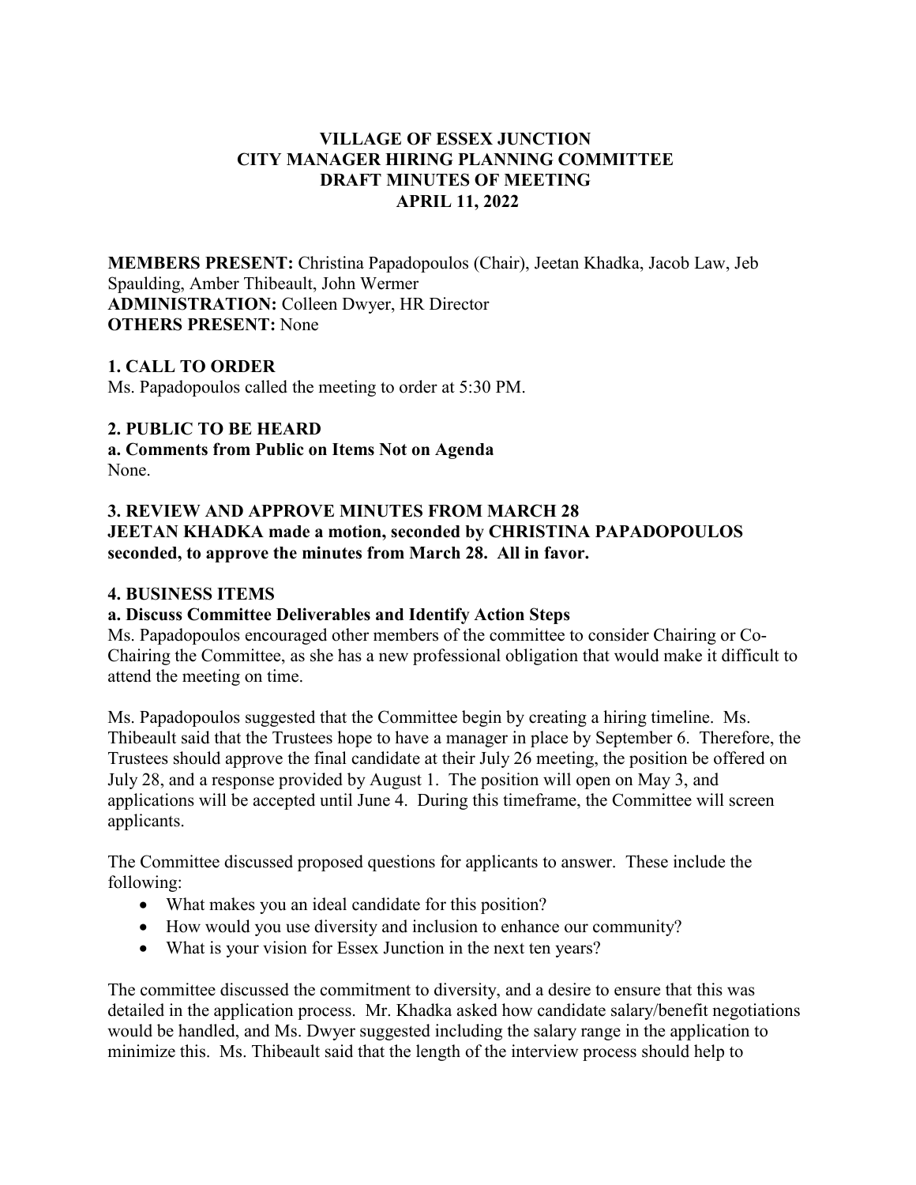# VILLAGE OF ESSEX JUNCTION
## CITY MANAGER HIRING PLANNING COMMITTEE
## DRAFT MINUTES OF MEETING
## APRIL 11, 2022

**MEMBERS PRESENT:** Christina Papadopoulos (Chair), Jeetan Khadka, Jacob Law, Jeb Spaulding, Amber Thibeault, John Wermer
**ADMINISTRATION:** Colleen Dwyer, HR Director
**OTHERS PRESENT:** None

### 1. CALL TO ORDER

Ms. Papadopoulos called the meeting to order at 5:30 PM.

### 2. PUBLIC TO BE HEARD

**a. Comments from Public on Items Not on Agenda**

None.

### 3. REVIEW AND APPROVE MINUTES FROM MARCH 28

**JEETAN KHADKA made a motion, seconded by CHRISTINA PAPADOPOULOS seconded, to approve the minutes from March 28. All in favor.**

### 4. BUSINESS ITEMS

**a. Discuss Committee Deliverables and Identify Action Steps**

Ms. Papadopoulos encouraged other members of the committee to consider Chairing or Co-Chairing the Committee, as she has a new professional obligation that would make it difficult to attend the meeting on time.

Ms. Papadopoulos suggested that the Committee begin by creating a hiring timeline. Ms. Thibeault said that the Trustees hope to have a manager in place by September 6. Therefore, the Trustees should approve the final candidate at their July 26 meeting, the position be offered on July 28, and a response provided by August 1. The position will open on May 3, and applications will be accepted until June 4. During this timeframe, the Committee will screen applicants.

The Committee discussed proposed questions for applicants to answer. These include the following:

- What makes you an ideal candidate for this position?
- How would you use diversity and inclusion to enhance our community?
- What is your vision for Essex Junction in the next ten years?

The committee discussed the commitment to diversity, and a desire to ensure that this was detailed in the application process. Mr. Khadka asked how candidate salary/benefit negotiations would be handled, and Ms. Dwyer suggested including the salary range in the application to minimize this. Ms. Thibeault said that the length of the interview process should help to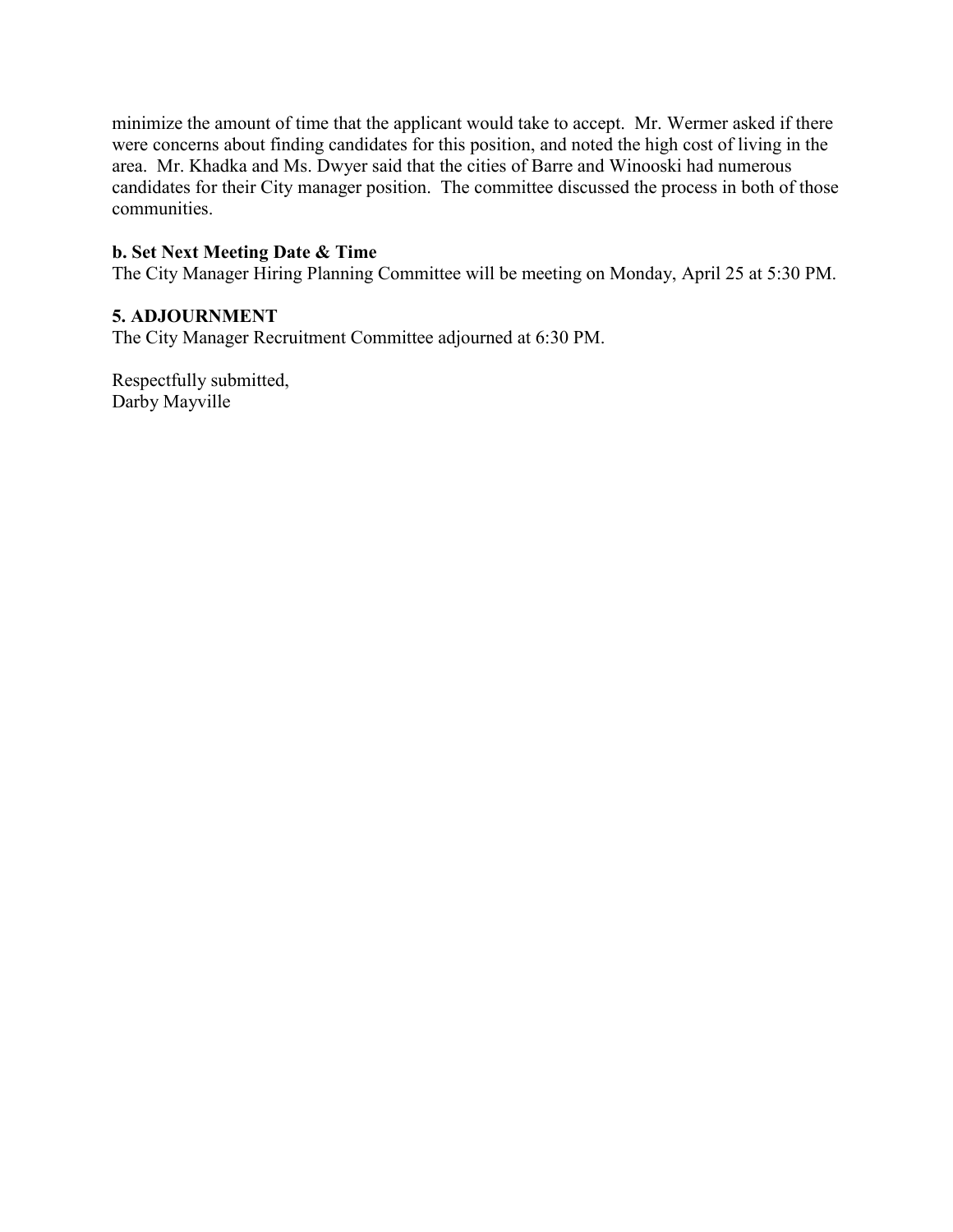minimize the amount of time that the applicant would take to accept. Mr. Wermer asked if there were concerns about finding candidates for this position, and noted the high cost of living in the area. Mr. Khadka and Ms. Dwyer said that the cities of Barre and Winooski had numerous candidates for their City manager position. The committee discussed the process in both of those communities.

**b. Set Next Meeting Date & Time**
The City Manager Hiring Planning Committee will be meeting on Monday, April 25 at 5:30 PM.

**5. ADJOURNMENT**
The City Manager Recruitment Committee adjourned at 6:30 PM.

Respectfully submitted,
Darby Mayville